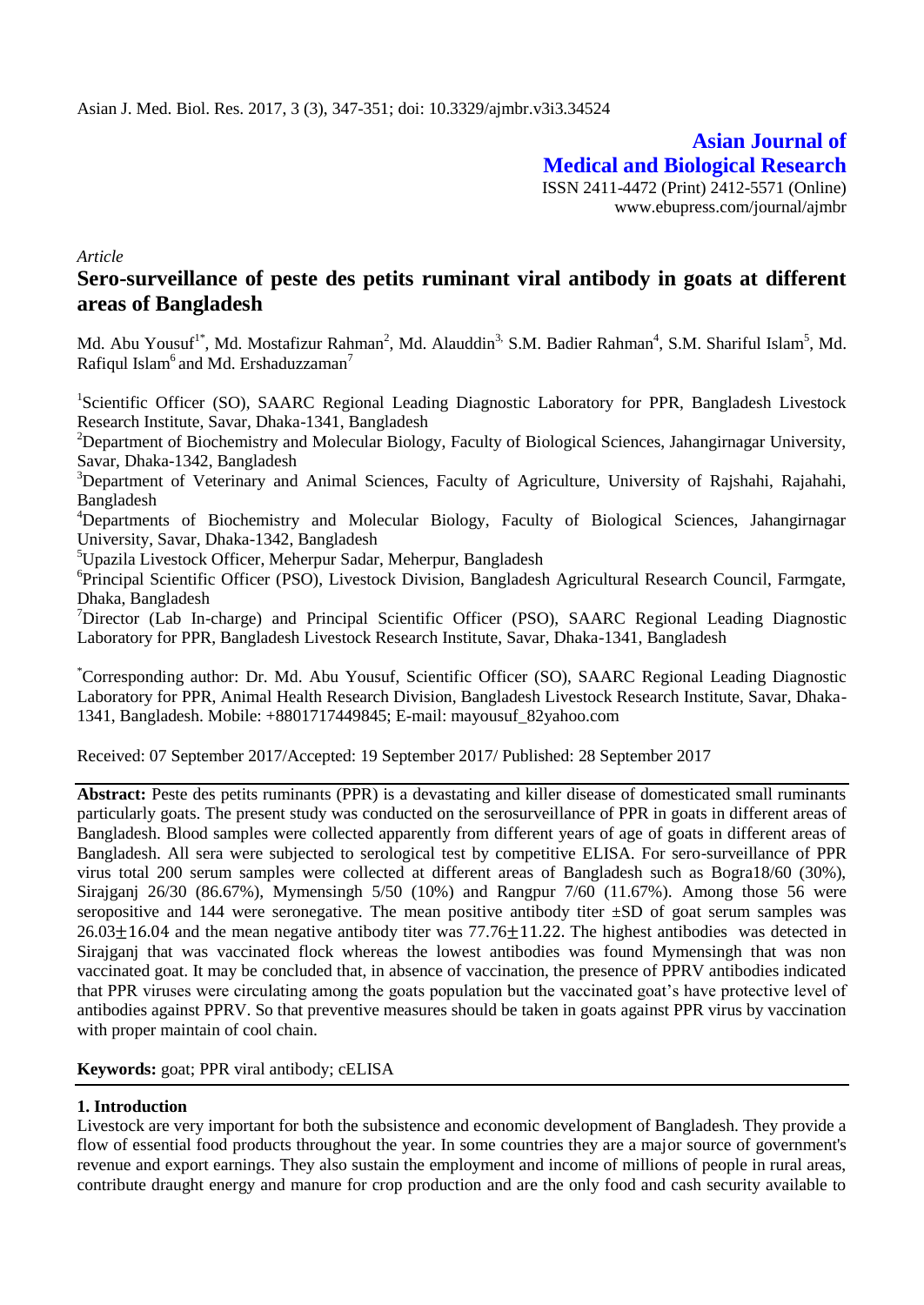**Asian Journal of Medical and Biological Research**

ISSN 2411-4472 (Print) 2412-5571 (Online)
www.ebupress.com/journal/ajmbr

*Article*

# Sero-surveillance of peste des petits ruminant viral antibody in goats at different areas of Bangladesh

Md. Abu Yousuf[1*], Md. Mostafizur Rahman[2], Md. Alauddin[3], S.M. Badier Rahman[4], S.M. Shariful Islam[5], Md. Rafiqul Islam[6] and Md. Ershaduzzaman[7]

[1]Scientific Officer (SO), SAARC Regional Leading Diagnostic Laboratory for PPR, Bangladesh Livestock Research Institute, Savar, Dhaka-1341, Bangladesh

[2]Department of Biochemistry and Molecular Biology, Faculty of Biological Sciences, Jahangirnagar University, Savar, Dhaka-1342, Bangladesh

[3]Department of Veterinary and Animal Sciences, Faculty of Agriculture, University of Rajshahi, Rajahahi, Bangladesh

[4]Departments of Biochemistry and Molecular Biology, Faculty of Biological Sciences, Jahangirnagar University, Savar, Dhaka-1342, Bangladesh

[5]Upazila Livestock Officer, Meherpur Sadar, Meherpur, Bangladesh

[6]Principal Scientific Officer (PSO), Livestock Division, Bangladesh Agricultural Research Council, Farmgate, Dhaka, Bangladesh

[7]Director (Lab In-charge) and Principal Scientific Officer (PSO), SAARC Regional Leading Diagnostic Laboratory for PPR, Bangladesh Livestock Research Institute, Savar, Dhaka-1341, Bangladesh

[*]Corresponding author: Dr. Md. Abu Yousuf, Scientific Officer (SO), SAARC Regional Leading Diagnostic Laboratory for PPR, Animal Health Research Division, Bangladesh Livestock Research Institute, Savar, Dhaka-1341, Bangladesh. Mobile: +8801717449845; E-mail: mayousuf_82yahoo.com

Received: 07 September 2017/Accepted: 19 September 2017/ Published: 28 September 2017

**Abstract:** Peste des petits ruminants (PPR) is a devastating and killer disease of domesticated small ruminants particularly goats. The present study was conducted on the serosurveillance of PPR in goats in different areas of Bangladesh. Blood samples were collected apparently from different years of age of goats in different areas of Bangladesh. All sera were subjected to serological test by competitive ELISA. For sero-surveillance of PPR virus total 200 serum samples were collected at different areas of Bangladesh such as Bogra18/60 (30%), Sirajganj 26/30 (86.67%), Mymensingh 5/50 (10%) and Rangpur 7/60 (11.67%). Among those 56 were seropositive and 144 were seronegative. The mean positive antibody titer ±SD of goat serum samples was $26.03 \pm 16.04$ and the mean negative antibody titer was $77.76 \pm 11.22$. The highest antibodies was detected in Sirajganj that was vaccinated flock whereas the lowest antibodies was found Mymensingh that was non vaccinated goat. It may be concluded that, in absence of vaccination, the presence of PPRV antibodies indicated that PPR viruses were circulating among the goats population but the vaccinated goat's have protective level of antibodies against PPRV. So that preventive measures should be taken in goats against PPR virus by vaccination with proper maintain of cool chain.

**Keywords:** goat; PPR viral antibody; cELISA

## 1. Introduction

Livestock are very important for both the subsistence and economic development of Bangladesh. They provide a flow of essential food products throughout the year. In some countries they are a major source of government's revenue and export earnings. They also sustain the employment and income of millions of people in rural areas, contribute draught energy and manure for crop production and are the only food and cash security available to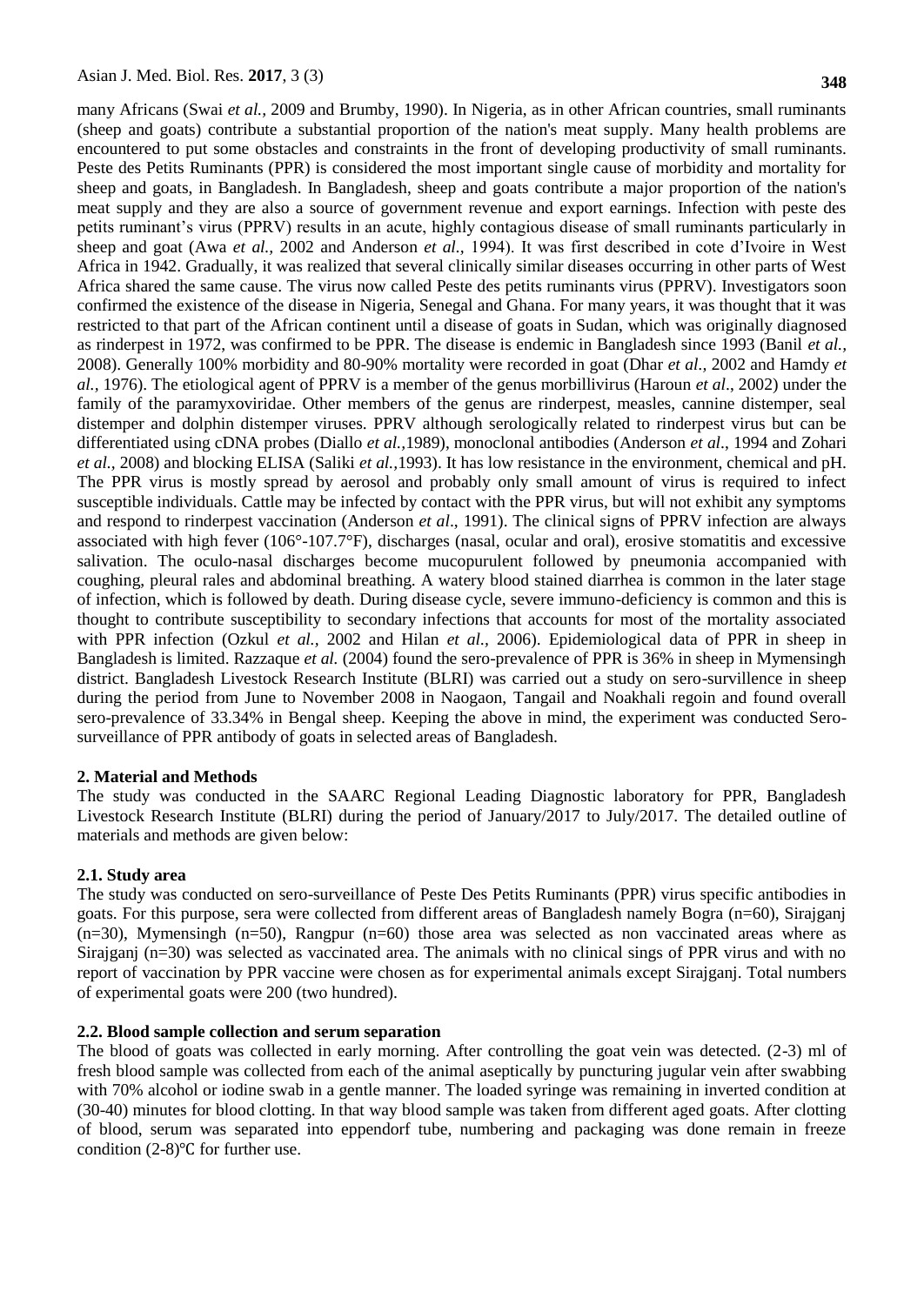many Africans (Swai *et al.,* 2009 and Brumby, 1990). In Nigeria, as in other African countries, small ruminants (sheep and goats) contribute a substantial proportion of the nation's meat supply. Many health problems are encountered to put some obstacles and constraints in the front of developing productivity of small ruminants. Peste des Petits Ruminants (PPR) is considered the most important single cause of morbidity and mortality for sheep and goats, in Bangladesh. In Bangladesh, sheep and goats contribute a major proportion of the nation's meat supply and they are also a source of government revenue and export earnings. Infection with peste des petits ruminant's virus (PPRV) results in an acute, highly contagious disease of small ruminants particularly in sheep and goat (Awa *et al.,* 2002 and Anderson *et al.,* 1994). It was first described in cote d'Ivoire in West Africa in 1942. Gradually, it was realized that several clinically similar diseases occurring in other parts of West Africa shared the same cause. The virus now called Peste des petits ruminants virus (PPRV). Investigators soon confirmed the existence of the disease in Nigeria, Senegal and Ghana. For many years, it was thought that it was restricted to that part of the African continent until a disease of goats in Sudan, which was originally diagnosed as rinderpest in 1972, was confirmed to be PPR. The disease is endemic in Bangladesh since 1993 (Banil *et al.,* 2008). Generally 100% morbidity and 80-90% mortality were recorded in goat (Dhar *et al.,* 2002 and Hamdy *et al.,* 1976). The etiological agent of PPRV is a member of the genus morbillivirus (Haroun *et al*., 2002) under the family of the paramyxoviridae. Other members of the genus are rinderpest, measles, cannine distemper, seal distemper and dolphin distemper viruses. PPRV although serologically related to rinderpest virus but can be differentiated using cDNA probes (Diallo *et al.,*1989), monoclonal antibodies (Anderson *et al*., 1994 and Zohari *et al.,* 2008) and blocking ELISA (Saliki *et al.,*1993). It has low resistance in the environment, chemical and pH. The PPR virus is mostly spread by aerosol and probably only small amount of virus is required to infect susceptible individuals. Cattle may be infected by contact with the PPR virus, but will not exhibit any symptoms and respond to rinderpest vaccination (Anderson *et al*., 1991). The clinical signs of PPRV infection are always associated with high fever (106°-107.7°F), discharges (nasal, ocular and oral), erosive stomatitis and excessive salivation. The oculo-nasal discharges become mucopurulent followed by pneumonia accompanied with coughing, pleural rales and abdominal breathing. A watery blood stained diarrhea is common in the later stage of infection, which is followed by death. During disease cycle, severe immuno-deficiency is common and this is thought to contribute susceptibility to secondary infections that accounts for most of the mortality associated with PPR infection (Ozkul *et al.,* 2002 and Hilan *et al.,* 2006). Epidemiological data of PPR in sheep in Bangladesh is limited. Razzaque *et al.* (2004) found the sero-prevalence of PPR is 36% in sheep in Mymensingh district. Bangladesh Livestock Research Institute (BLRI) was carried out a study on sero-survillence in sheep during the period from June to November 2008 in Naogaon, Tangail and Noakhali regoin and found overall sero-prevalence of 33.34% in Bengal sheep. Keeping the above in mind, the experiment was conducted Sero-surveillance of PPR antibody of goats in selected areas of Bangladesh.

## 2. Material and Methods

The study was conducted in the SAARC Regional Leading Diagnostic laboratory for PPR, Bangladesh Livestock Research Institute (BLRI) during the period of January/2017 to July/2017. The detailed outline of materials and methods are given below:

### 2.1. Study area

The study was conducted on sero-surveillance of Peste Des Petits Ruminants (PPR) virus specific antibodies in goats. For this purpose, sera were collected from different areas of Bangladesh namely Bogra (n=60), Sirajganj (n=30), Mymensingh (n=50), Rangpur (n=60) those area was selected as non vaccinated areas where as Sirajganj (n=30) was selected as vaccinated area. The animals with no clinical sings of PPR virus and with no report of vaccination by PPR vaccine were chosen as for experimental animals except Sirajganj. Total numbers of experimental goats were 200 (two hundred).

### 2.2. Blood sample collection and serum separation

The blood of goats was collected in early morning. After controlling the goat vein was detected. (2-3) ml of fresh blood sample was collected from each of the animal aseptically by puncturing jugular vein after swabbing with 70% alcohol or iodine swab in a gentle manner. The loaded syringe was remaining in inverted condition at (30-40) minutes for blood clotting. In that way blood sample was taken from different aged goats. After clotting of blood, serum was separated into eppendorf tube, numbering and packaging was done remain in freeze condition (2-8)℃ for further use.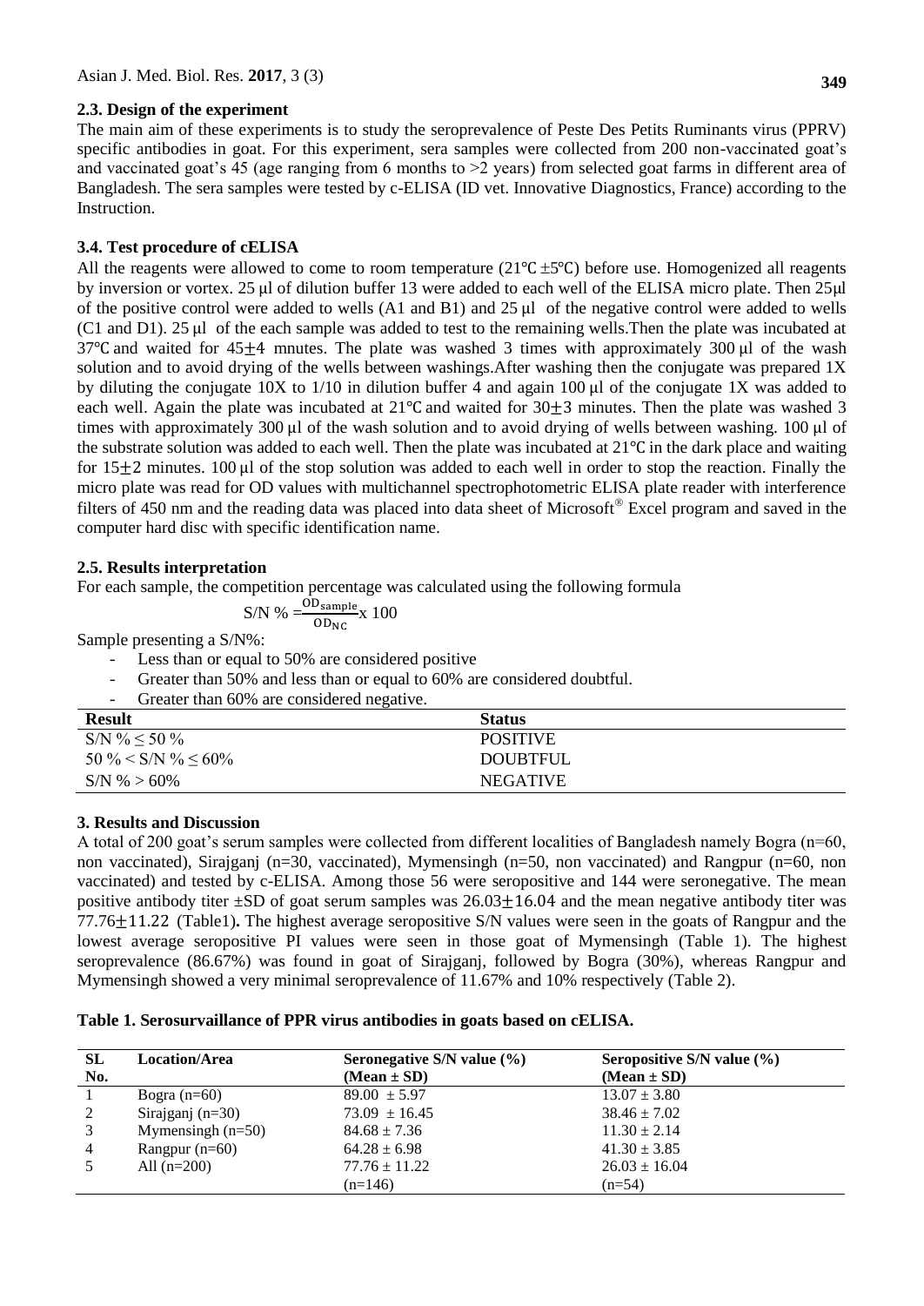### 2.3. Design of the experiment

The main aim of these experiments is to study the seroprevalence of Peste Des Petits Ruminants virus (PPRV) specific antibodies in goat. For this experiment, sera samples were collected from 200 non-vaccinated goat's and vaccinated goat's 45 (age ranging from 6 months to >2 years) from selected goat farms in different area of Bangladesh. The sera samples were tested by c-ELISA (ID vet. Innovative Diagnostics, France) according to the Instruction.

### 3.4. Test procedure of cELISA

All the reagents were allowed to come to room temperature (21℃ ±5℃) before use. Homogenized all reagents by inversion or vortex. 25 µl of dilution buffer 13 were added to each well of the ELISA micro plate. Then 25µl of the positive control were added to wells (A1 and B1) and 25 µl of the negative control were added to wells (C1 and D1). 25 µl of the each sample was added to test to the remaining wells.Then the plate was incubated at 37℃ and waited for $45 \pm 4$ mnutes. The plate was washed 3 times with approximately 300 µl of the wash solution and to avoid drying of the wells between washings.After washing then the conjugate was prepared 1X by diluting the conjugate 10X to 1/10 in dilution buffer 4 and again 100 µl of the conjugate 1X was added to each well. Again the plate was incubated at 21℃ and waited for $30 \pm 3$ minutes. Then the plate was washed 3 times with approximately 300 µl of the wash solution and to avoid drying of wells between washing. 100 µl of the substrate solution was added to each well. Then the plate was incubated at 21℃ in the dark place and waiting for $15 \pm 2$ minutes. 100 µl of the stop solution was added to each well in order to stop the reaction. Finally the micro plate was read for OD values with multichannel spectrophotometric ELISA plate reader with interference filters of 450 nm and the reading data was placed into data sheet of Microsoft® Excel program and saved in the computer hard disc with specific identification name.

### 2.5. Results interpretation

For each sample, the competition percentage was calculated using the following formula

$$\text{S/N \%} = \frac{OD_{sample}}{OD_{NC}} \text{x } 100$$

Sample presenting a S/N%:

- Less than or equal to 50% are considered positive
- Greater than 50% and less than or equal to 60% are considered doubtful.
- Greater than 60% are considered negative.

| Result | Status |
|---|---|
| S/N % ≤ 50 % | POSITIVE |
| 50 % < S/N % ≤ 60% | DOUBTFUL |
| S/N % > 60% | NEGATIVE |

## 3. Results and Discussion

A total of 200 goat's serum samples were collected from different localities of Bangladesh namely Bogra (n=60, non vaccinated), Sirajganj (n=30, vaccinated), Mymensingh (n=50, non vaccinated) and Rangpur (n=60, non vaccinated) and tested by c-ELISA. Among those 56 were seropositive and 144 were seronegative. The mean positive antibody titer ±SD of goat serum samples was $26.03 \pm 16.04$ and the mean negative antibody titer was $77.76 \pm 11.22$ (Table1)**.** The highest average seropositive S/N values were seen in the goats of Rangpur and the lowest average seropositive PI values were seen in those goat of Mymensingh (Table 1). The highest seroprevalence (86.67%) was found in goat of Sirajganj, followed by Bogra (30%), whereas Rangpur and Mymensingh showed a very minimal seroprevalence of 11.67% and 10% respectively (Table 2).

**Table 1. Serosurvaillance of PPR virus antibodies in goats based on cELISA.**

| SL No. | Location/Area | Seronegative S/N value (%) (Mean ± SD) | Seropositive S/N value (%) (Mean ± SD) |
|---|---|---|---|
| 1 | Bogra (n=60) | 89.00 ± 5.97 | 13.07 ± 3.80 |
| 2 | Sirajganj (n=30) | 73.09 ± 16.45 | 38.46 ± 7.02 |
| 3 | Mymensingh (n=50) | 84.68 ± 7.36 | 11.30 ± 2.14 |
| 4 | Rangpur (n=60) | 64.28 ± 6.98 | 41.30 ± 3.85 |
| 5 | All (n=200) | 77.76 ± 11.22 (n=146) | 26.03 ± 16.04 (n=54) |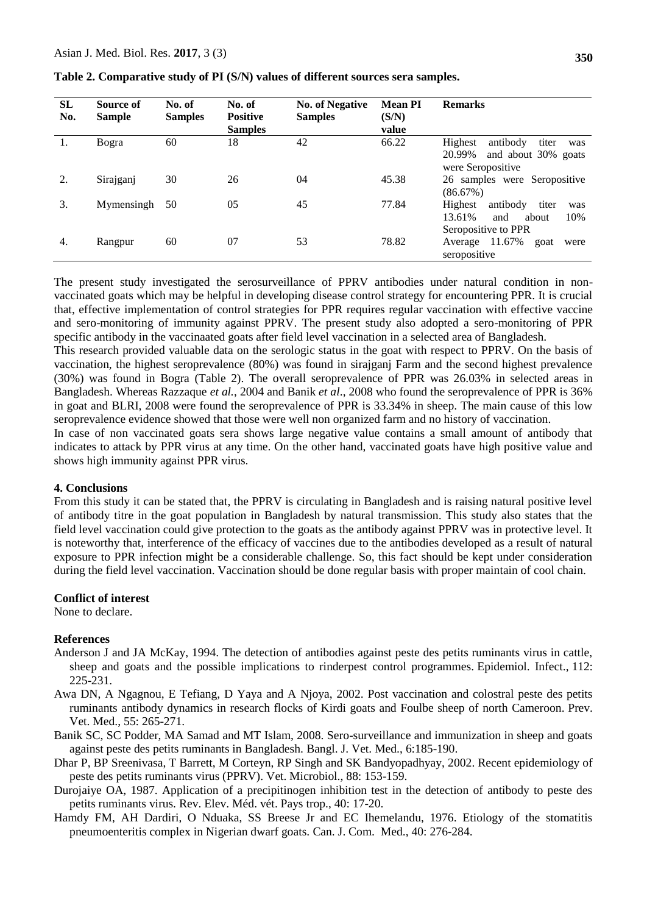**Table 2. Comparative study of PI (S/N) values of different sources sera samples.**

| SL No. | Source of Sample | No. of Samples | No. of Positive Samples | No. of Negative Samples | Mean PI (S/N) value | Remarks |
|---|---|---|---|---|---|---|
| 1. | Bogra | 60 | 18 | 42 | 66.22 | Highest antibody titer was 20.99% and about 30% goats were Seropositive |
| 2. | Sirajganj | 30 | 26 | 04 | 45.38 | 26 samples were Seropositive (86.67%) |
| 3. | Mymensingh | 50 | 05 | 45 | 77.84 | Highest antibody titer was 13.61% and about 10% Seropositive to PPR |
| 4. | Rangpur | 60 | 07 | 53 | 78.82 | Average 11.67% goat were seropositive |

The present study investigated the serosurveillance of PPRV antibodies under natural condition in non-vaccinated goats which may be helpful in developing disease control strategy for encountering PPR. It is crucial that, effective implementation of control strategies for PPR requires regular vaccination with effective vaccine and sero-monitoring of immunity against PPRV. The present study also adopted a sero-monitoring of PPR specific antibody in the vaccinaated goats after field level vaccination in a selected area of Bangladesh.

This research provided valuable data on the serologic status in the goat with respect to PPRV. On the basis of vaccination, the highest seroprevalence (80%) was found in sirajganj Farm and the second highest prevalence (30%) was found in Bogra (Table 2). The overall seroprevalence of PPR was 26.03% in selected areas in Bangladesh. Whereas Razzaque *et al.*, 2004 and Banik *et al*., 2008 who found the seroprevalence of PPR is 36% in goat and BLRI, 2008 were found the seroprevalence of PPR is 33.34% in sheep. The main cause of this low seroprevalence evidence showed that those were well non organized farm and no history of vaccination.

In case of non vaccinated goats sera shows large negative value contains a small amount of antibody that indicates to attack by PPR virus at any time. On the other hand, vaccinated goats have high positive value and shows high immunity against PPR virus.

## 4. Conclusions

From this study it can be stated that, the PPRV is circulating in Bangladesh and is raising natural positive level of antibody titre in the goat population in Bangladesh by natural transmission. This study also states that the field level vaccination could give protection to the goats as the antibody against PPRV was in protective level. It is noteworthy that, interference of the efficacy of vaccines due to the antibodies developed as a result of natural exposure to PPR infection might be a considerable challenge. So, this fact should be kept under consideration during the field level vaccination. Vaccination should be done regular basis with proper maintain of cool chain.

## Conflict of interest

None to declare.

## References

Anderson J and JA McKay, 1994. The detection of antibodies against peste des petits ruminants virus in cattle, sheep and goats and the possible implications to rinderpest control programmes. Epidemiol. Infect., 112: 225-231.

Awa DN, A Ngagnou, E Tefiang, D Yaya and A Njoya, 2002. Post vaccination and colostral peste des petits ruminants antibody dynamics in research flocks of Kirdi goats and Foulbe sheep of north Cameroon. Prev. Vet. Med., 55: 265-271.

Banik SC, SC Podder, MA Samad and MT Islam, 2008. Sero-surveillance and immunization in sheep and goats against peste des petits ruminants in Bangladesh. Bangl. J. Vet. Med., 6:185-190.

Dhar P, BP Sreenivasa, T Barrett, M Corteyn, RP Singh and SK Bandyopadhyay, 2002. Recent epidemiology of peste des petits ruminants virus (PPRV). Vet. Microbiol., 88: 153-159.

Durojaiye OA, 1987. Application of a precipitinogen inhibition test in the detection of antibody to peste des petits ruminants virus. Rev. Elev. Méd. vét. Pays trop., 40: 17-20.

Hamdy FM, AH Dardiri, O Nduaka, SS Breese Jr and EC Ihemelandu, 1976. Etiology of the stomatitis pneumoenteritis complex in Nigerian dwarf goats. Can. J. Com. Med., 40: 276-284.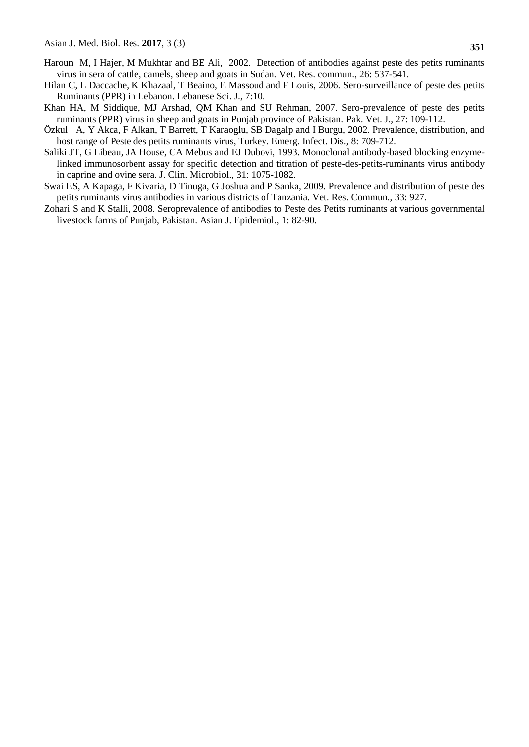Haroun M, I Hajer, M Mukhtar and BE Ali, 2002. Detection of antibodies against peste des petits ruminants virus in sera of cattle, camels, sheep and goats in Sudan. Vet. Res. commun., 26: 537-541.

Hilan C, L Daccache, K Khazaal, T Beaino, E Massoud and F Louis, 2006. Sero-surveillance of peste des petits Ruminants (PPR) in Lebanon. Lebanese Sci. J., 7:10.

Khan HA, M Siddique, MJ Arshad, QM Khan and SU Rehman, 2007. Sero-prevalence of peste des petits ruminants (PPR) virus in sheep and goats in Punjab province of Pakistan. Pak. Vet. J., 27: 109-112.

Özkul A, Y Akca, F Alkan, T Barrett, T Karaoglu, SB Dagalp and I Burgu, 2002. Prevalence, distribution, and host range of Peste des petits ruminants virus, Turkey. Emerg. Infect. Dis., 8: 709-712.

Saliki JT, G Libeau, JA House, CA Mebus and EJ Dubovi, 1993. Monoclonal antibody-based blocking enzyme-linked immunosorbent assay for specific detection and titration of peste-des-petits-ruminants virus antibody in caprine and ovine sera. J. Clin. Microbiol., 31: 1075-1082.

Swai ES, A Kapaga, F Kivaria, D Tinuga, G Joshua and P Sanka, 2009. Prevalence and distribution of peste des petits ruminants virus antibodies in various districts of Tanzania. Vet. Res. Commun., 33: 927.

Zohari S and K Stalli, 2008. Seroprevalence of antibodies to Peste des Petits ruminants at various governmental livestock farms of Punjab, Pakistan. Asian J. Epidemiol., 1: 82-90.